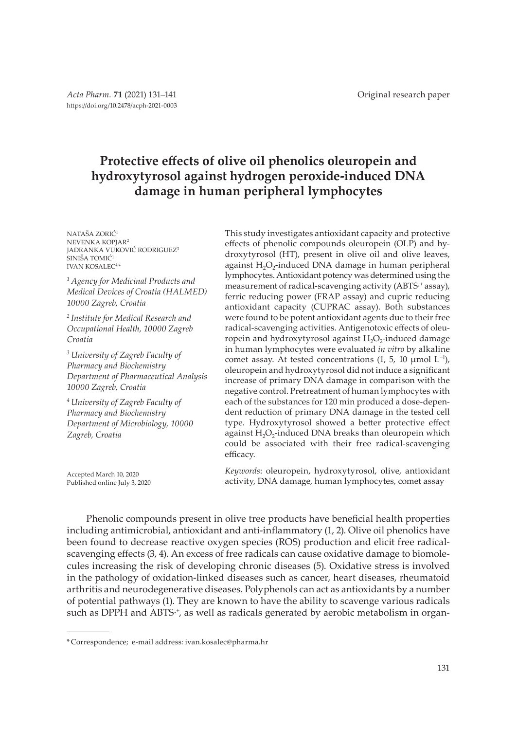Original research paper

# Protective effects of olive oil phenolics oleuropein and hydroxytyrosol against hydrogen peroxide-induced DNA damage in human peripheral lymphocytes

NATAŠA ZORIĆ[1]
NEVENKA KOPJAR[2]
JADRANKA VUKOVIĆ RODRIGUEZ[3]
SINIŠA TOMIĆ[1]
IVAN KOSALEC[4,*]

*[1] Agency for Medicinal Products and Medical Devices of Croatia (HALMED) 10000 Zagreb, Croatia*

*[2] Institute for Medical Research and Occupational Health, 10000 Zagreb Croatia*

*[3] University of Zagreb Faculty of Pharmacy and Biochemistry Department of Pharmaceutical Analysis 10000 Zagreb, Croatia*

*[4] University of Zagreb Faculty of Pharmacy and Biochemistry Department of Microbiology, 10000 Zagreb, Croatia*

Accepted March 10, 2020
Published online July 3, 2020

This study investigates antioxidant capacity and protective effects of phenolic compounds oleuropein (OLP) and hydroxytyrosol (HT), present in olive oil and olive leaves, against $H_2O_2$-induced DNA damage in human peripheral lymphocytes. Antioxidant potency was determined using the measurement of radical-scavenging activity ($ABTS^{\cdot+}$ assay), ferric reducing power (FRAP assay) and cupric reducing antioxidant capacity (CUPRAC assay). Both substances were found to be potent antioxidant agents due to their free radical-scavenging activities. Antigenotoxic effects of oleuropein and hydroxytyrosol against $H_2O_2$-induced damage in human lymphocytes were evaluated *in vitro* by alkaline comet assay. At tested concentrations (1, 5, 10 µmol $L^{-1}$), oleuropein and hydroxytyrosol did not induce a significant increase of primary DNA damage in comparison with the negative control. Pretreatment of human lymphocytes with each of the substances for 120 min produced a dose-dependent reduction of primary DNA damage in the tested cell type. Hydroxytyrosol showed a better protective effect against $H_2O_2$-induced DNA breaks than oleuropein which could be associated with their free radical-scavenging efficacy.

*Keywords*: oleuropein, hydroxytyrosol, olive, antioxidant activity, DNA damage, human lymphocytes, comet assay

Phenolic compounds present in olive tree products have beneficial health properties including antimicrobial, antioxidant and anti-inflammatory (1, 2). Olive oil phenolics have been found to decrease reactive oxygen species (ROS) production and elicit free radical-scavenging effects (3, 4). An excess of free radicals can cause oxidative damage to biomolecules increasing the risk of developing chronic diseases (5). Oxidative stress is involved in the pathology of oxidation-linked diseases such as cancer, heart diseases, rheumatoid arthritis and neurodegenerative diseases. Polyphenols can act as antioxidants by a number of potential pathways (1). They are known to have the ability to scavenge various radicals such as DPPH and $ABTS^{\cdot+}$, as well as radicals generated by aerobic metabolism in organ-

---

\* Correspondence; e-mail address: ivan.kosalec@pharma.hr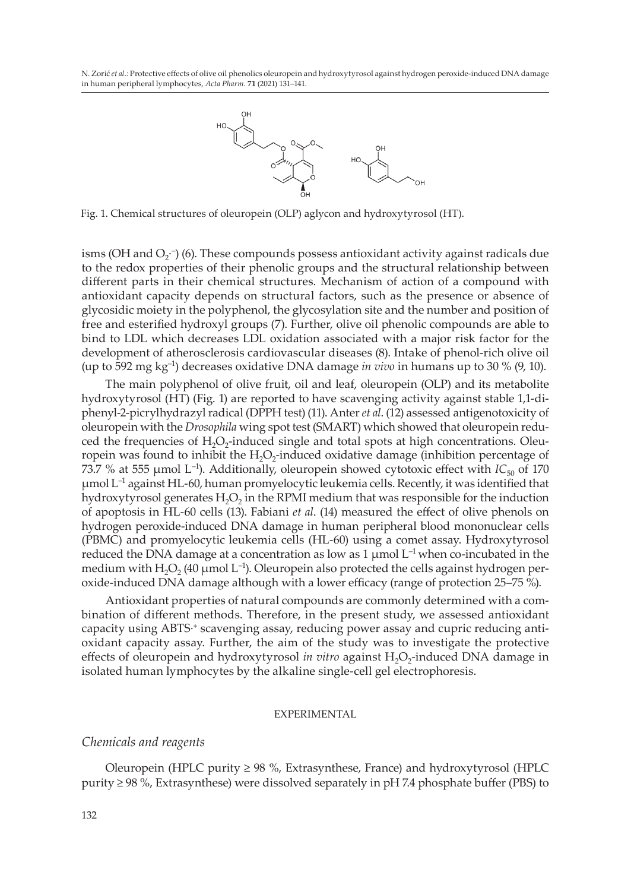Fig. 1. Chemical structures of oleuropein (OLP) aglycon and hydroxytyrosol (HT).

isms (OH and $O_2^{\cdot -}$) (6). These compounds possess antioxidant activity against radicals due to the redox properties of their phenolic groups and the structural relationship between different parts in their chemical structures. Mechanism of action of a compound with antioxidant capacity depends on structural factors, such as the presence or absence of glycosidic moiety in the polyphenol, the glycosylation site and the number and position of free and esterified hydroxyl groups (7). Further, olive oil phenolic compounds are able to bind to LDL which decreases LDL oxidation associated with a major risk factor for the development of atherosclerosis cardiovascular diseases (8). Intake of phenol-rich olive oil (up to 592 mg $kg^{-1}$) decreases oxidative DNA damage *in vivo* in humans up to 30 % (9, 10).

The main polyphenol of olive fruit, oil and leaf, oleuropein (OLP) and its metabolite hydroxytyrosol (HT) (Fig. 1) are reported to have scavenging activity against stable 1,1-diphenyl-2-picrylhydrazyl radical (DPPH test) (11). Anter *et al*. (12) assessed antigenotoxicity of oleuropein with the *Drosophila* wing spot test (SMART) which showed that oleuropein reduced the frequencies of $H_2O_2$-induced single and total spots at high concentrations. Oleuropein was found to inhibit the $H_2O_2$-induced oxidative damage (inhibition percentage of 73.7 % at 555 μmol $L^{-1}$). Additionally, oleuropein showed cytotoxic effect with $IC_{50}$ of 170 μmol $L^{-1}$ against HL-60, human promyelocytic leukemia cells. Recently, it was identified that hydroxytyrosol generates $H_2O_2$ in the RPMI medium that was responsible for the induction of apoptosis in HL-60 cells (13). Fabiani *et al*. (14) measured the effect of olive phenols on hydrogen peroxide-induced DNA damage in human peripheral blood mononuclear cells (PBMC) and promyelocytic leukemia cells (HL-60) using a comet assay. Hydroxytyrosol reduced the DNA damage at a concentration as low as 1 μmol $L^{-1}$ when co-incubated in the medium with $H_2O_2$ (40 μmol $L^{-1}$). Oleuropein also protected the cells against hydrogen peroxide-induced DNA damage although with a lower efficacy (range of protection 25–75 %).

Antioxidant properties of natural compounds are commonly determined with a combination of different methods. Therefore, in the present study, we assessed antioxidant capacity using $ABTS^{\cdot +}$ scavenging assay, reducing power assay and cupric reducing antioxidant capacity assay. Further, the aim of the study was to investigate the protective effects of oleuropein and hydroxytyrosol *in vitro* against $H_2O_2$-induced DNA damage in isolated human lymphocytes by the alkaline single-cell gel electrophoresis.

## EXPERIMENTAL

### *Chemicals and reagents*

Oleuropein (HPLC purity ≥ 98 %, Extrasynthese, France) and hydroxytyrosol (HPLC purity ≥ 98 %, Extrasynthese) were dissolved separately in pH 7.4 phosphate buffer (PBS) to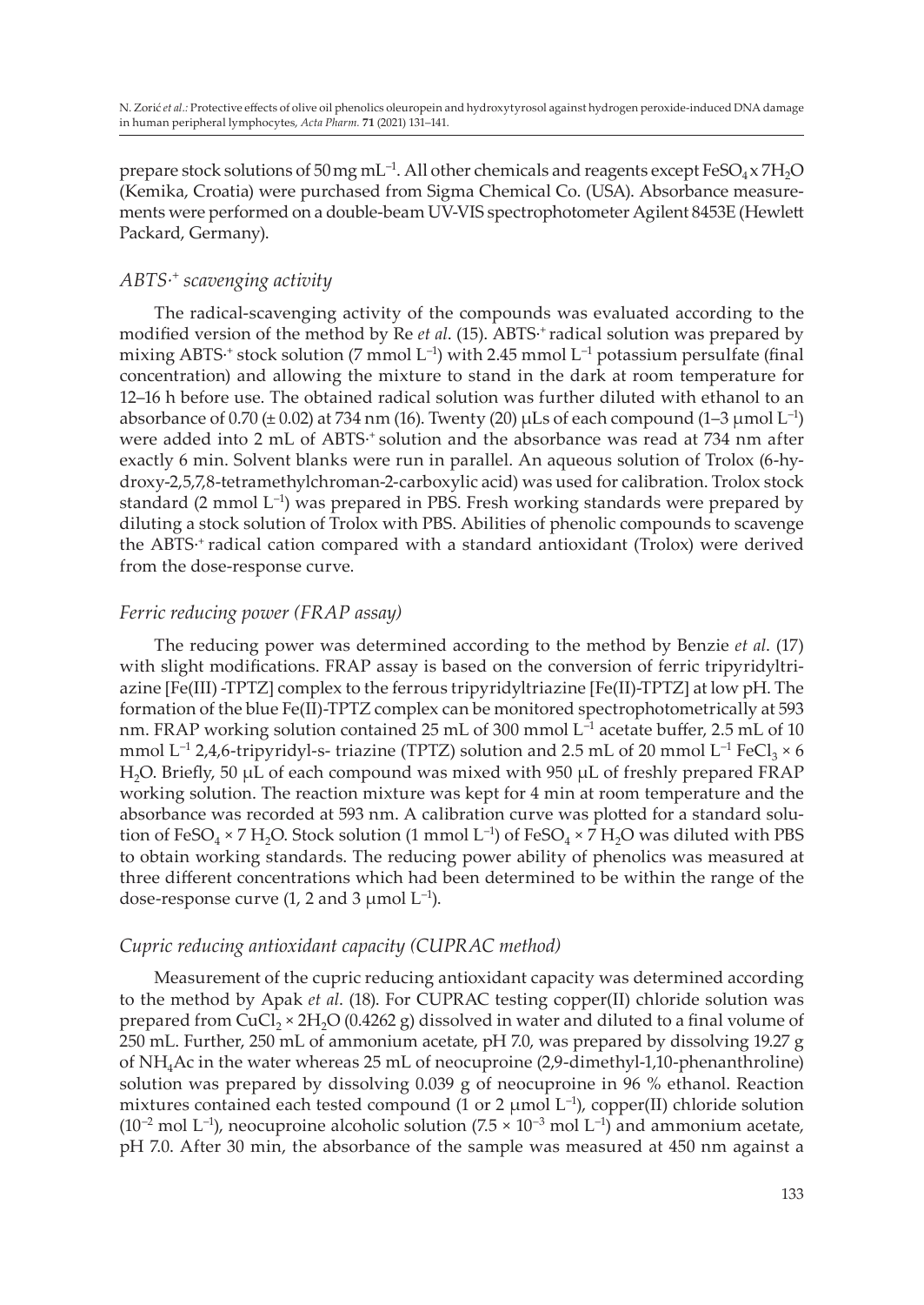prepare stock solutions of 50 mg mL$^{-1}$. All other chemicals and reagents except $FeSO_4 \times 7H_2O$ (Kemika, Croatia) were purchased from Sigma Chemical Co. (USA). Absorbance measurements were performed on a double-beam UV-VIS spectrophotometer Agilent 8453E (Hewlett Packard, Germany).

### *ABTS·$^+$ scavenging activity*

The radical-scavenging activity of the compounds was evaluated according to the modified version of the method by Re *et al.* (15). ABTS·$^+$ radical solution was prepared by mixing ABTS·$^+$ stock solution (7 mmol L$^{-1}$) with 2.45 mmol L$^{-1}$ potassium persulfate (final concentration) and allowing the mixture to stand in the dark at room temperature for 12–16 h before use. The obtained radical solution was further diluted with ethanol to an absorbance of 0.70 (± 0.02) at 734 nm (16). Twenty (20) µLs of each compound (1–3 µmol L$^{-1}$) were added into 2 mL of ABTS·$^+$ solution and the absorbance was read at 734 nm after exactly 6 min. Solvent blanks were run in parallel. An aqueous solution of Trolox (6-hydroxy-2,5,7,8-tetramethylchroman-2-carboxylic acid) was used for calibration. Trolox stock standard (2 mmol L$^{-1}$) was prepared in PBS. Fresh working standards were prepared by diluting a stock solution of Trolox with PBS. Abilities of phenolic compounds to scavenge the ABTS·$^+$ radical cation compared with a standard antioxidant (Trolox) were derived from the dose-response curve.

### *Ferric reducing power (FRAP assay)*

The reducing power was determined according to the method by Benzie *et al.* (17) with slight modifications. FRAP assay is based on the conversion of ferric tripyridyltriazine [Fe(III) -TPTZ] complex to the ferrous tripyridyltriazine [Fe(II)-TPTZ] at low pH. The formation of the blue Fe(II)-TPTZ complex can be monitored spectrophotometrically at 593 nm. FRAP working solution contained 25 mL of 300 mmol L$^{-1}$ acetate buffer, 2.5 mL of 10 mmol L$^{-1}$ 2,4,6-tripyridyl-s- triazine (TPTZ) solution and 2.5 mL of 20 mmol L$^{-1}$ $FeCl_3 \times 6 H_2O$. Briefly, 50 µL of each compound was mixed with 950 µL of freshly prepared FRAP working solution. The reaction mixture was kept for 4 min at room temperature and the absorbance was recorded at 593 nm. A calibration curve was plotted for a standard solution of $FeSO_4 \times 7 H_2O$. Stock solution (1 mmol L$^{-1}$) of $FeSO_4 \times 7 H_2O$ was diluted with PBS to obtain working standards. The reducing power ability of phenolics was measured at three different concentrations which had been determined to be within the range of the dose-response curve (1, 2 and 3 µmol L$^{-1}$).

### *Cupric reducing antioxidant capacity (CUPRAC method)*

Measurement of the cupric reducing antioxidant capacity was determined according to the method by Apak *et al.* (18). For CUPRAC testing copper(II) chloride solution was prepared from $CuCl_2 \times 2H_2O$ (0.4262 g) dissolved in water and diluted to a final volume of 250 mL. Further, 250 mL of ammonium acetate, pH 7.0, was prepared by dissolving 19.27 g of $NH_4Ac$ in the water whereas 25 mL of neocuproine (2,9-dimethyl-1,10-phenanthroline) solution was prepared by dissolving 0.039 g of neocuproine in 96 % ethanol. Reaction mixtures contained each tested compound (1 or 2 µmol L$^{-1}$), copper(II) chloride solution ($10^{-2}$ mol L$^{-1}$), neocuproine alcoholic solution ($7.5 \times 10^{-3}$ mol L$^{-1}$) and ammonium acetate, pH 7.0. After 30 min, the absorbance of the sample was measured at 450 nm against a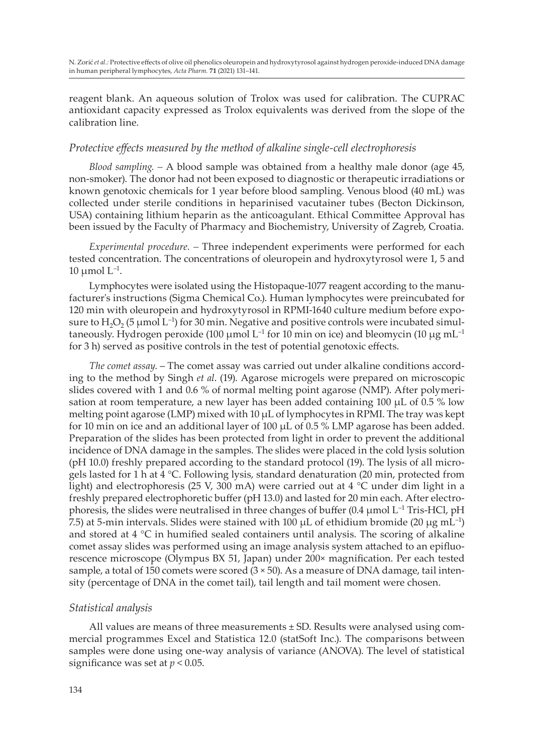reagent blank. An aqueous solution of Trolox was used for calibration. The CUPRAC antioxidant capacity expressed as Trolox equivalents was derived from the slope of the calibration line.

### *Protective effects measured by the method of alkaline single-cell electrophoresis*

*Blood sampling.* – A blood sample was obtained from a healthy male donor (age 45, non-smoker). The donor had not been exposed to diagnostic or therapeutic irradiations or known genotoxic chemicals for 1 year before blood sampling. Venous blood (40 mL) was collected under sterile conditions in heparinised vacutainer tubes (Becton Dickinson, USA) containing lithium heparin as the anticoagulant. Ethical Committee Approval has been issued by the Faculty of Pharmacy and Biochemistry, University of Zagreb, Croatia.

*Experimental procedure.* – Three independent experiments were performed for each tested concentration. The concentrations of oleuropein and hydroxytyrosol were 1, 5 and 10 μmol $L^{-1}$.

Lymphocytes were isolated using the Histopaque-1077 reagent according to the manufacturer's instructions (Sigma Chemical Co.). Human lymphocytes were preincubated for 120 min with oleuropein and hydroxytyrosol in RPMI-1640 culture medium before exposure to $H_2O_2$ (5 μmol $L^{-1}$) for 30 min. Negative and positive controls were incubated simultaneously. Hydrogen peroxide (100 μmol $L^{-1}$ for 10 min on ice) and bleomycin (10 μg $mL^{-1}$ for 3 h) served as positive controls in the test of potential genotoxic effects.

*The comet assay.* – The comet assay was carried out under alkaline conditions according to the method by Singh *et al*. (19). Agarose microgels were prepared on microscopic slides covered with 1 and 0.6 % of normal melting point agarose (NMP). After polymerisation at room temperature, a new layer has been added containing 100 μL of 0.5 % low melting point agarose (LMP) mixed with 10 μL of lymphocytes in RPMI. The tray was kept for 10 min on ice and an additional layer of 100 μL of 0.5 % LMP agarose has been added. Preparation of the slides has been protected from light in order to prevent the additional incidence of DNA damage in the samples. The slides were placed in the cold lysis solution (pH 10.0) freshly prepared according to the standard protocol (19). The lysis of all microgels lasted for 1 h at 4 °C. Following lysis, standard denaturation (20 min, protected from light) and electrophoresis (25 V, 300 mA) were carried out at 4 °C under dim light in a freshly prepared electrophoretic buffer (pH 13.0) and lasted for 20 min each. After electrophoresis, the slides were neutralised in three changes of buffer (0.4 μmol $L^{-1}$ Tris-HCl, pH 7.5) at 5-min intervals. Slides were stained with 100 μL of ethidium bromide (20 μg $mL^{-1}$) and stored at 4 °C in humified sealed containers until analysis. The scoring of alkaline comet assay slides was performed using an image analysis system attached to an epifluorescence microscope (Olympus BX 51, Japan) under 200× magnification. Per each tested sample, a total of 150 comets were scored (3 × 50). As a measure of DNA damage, tail intensity (percentage of DNA in the comet tail), tail length and tail moment were chosen.

### *Statistical analysis*

All values are means of three measurements ± SD. Results were analysed using commercial programmes Excel and Statistica 12.0 (statSoft Inc.). The comparisons between samples were done using one-way analysis of variance (ANOVA). The level of statistical significance was set at $p < 0.05$.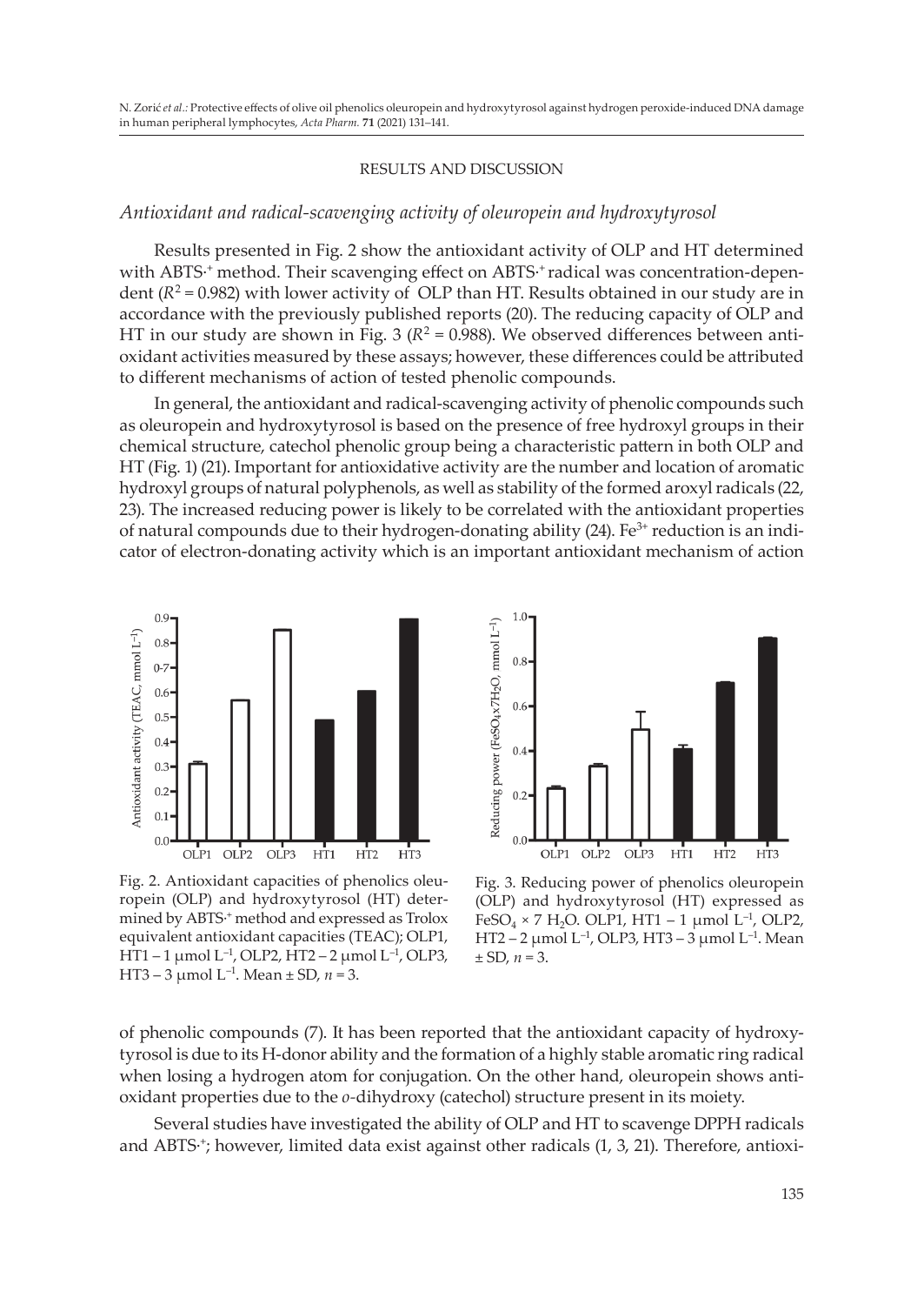## RESULTS AND DISCUSSION

### *Antioxidant and radical-scavenging activity of oleuropein and hydroxytyrosol*

Results presented in Fig. 2 show the antioxidant activity of OLP and HT determined with $ABTS^{\cdot+}$ method. Their scavenging effect on $ABTS^{\cdot+}$ radical was concentration-dependent ($R^2 = 0.982$) with lower activity of OLP than HT. Results obtained in our study are in accordance with the previously published reports (20). The reducing capacity of OLP and HT in our study are shown in Fig. 3 ($R^2 = 0.988$). We observed differences between antioxidant activities measured by these assays; however, these differences could be attributed to different mechanisms of action of tested phenolic compounds.

In general, the antioxidant and radical-scavenging activity of phenolic compounds such as oleuropein and hydroxytyrosol is based on the presence of free hydroxyl groups in their chemical structure, catechol phenolic group being a characteristic pattern in both OLP and HT (Fig. 1) (21). Important for antioxidative activity are the number and location of aromatic hydroxyl groups of natural polyphenols, as well as stability of the formed aroxyl radicals (22, 23). The increased reducing power is likely to be correlated with the antioxidant properties of natural compounds due to their hydrogen-donating ability (24). $Fe^{3+}$ reduction is an indicator of electron-donating activity which is an important antioxidant mechanism of action of phenolic compounds (7). It has been reported that the antioxidant capacity of hydroxytyrosol is due to its H-donor ability and the formation of a highly stable aromatic ring radical when losing a hydrogen atom for conjugation. On the other hand, oleuropein shows antioxidant properties due to the *o*-dihydroxy (catechol) structure present in its moiety.

Fig. 2. Antioxidant capacities of phenolics oleuropein (OLP) and hydroxytyrosol (HT) determined by $ABTS^{\cdot+}$ method and expressed as Trolox equivalent antioxidant capacities (TEAC); OLP1, HT1 – 1 μmol $L^{-1}$, OLP2, HT2 – 2 μmol $L^{-1}$, OLP3, HT3 – 3 μmol $L^{-1}$. Mean ± SD, $n = 3$.

Fig. 3. Reducing power of phenolics oleuropein (OLP) and hydroxytyrosol (HT) expressed as $FeSO_4 \times 7\ H_2O$. OLP1, HT1 – 1 μmol $L^{-1}$, OLP2, HT2 – 2 μmol $L^{-1}$, OLP3, HT3 – 3 μmol $L^{-1}$. Mean ± SD, $n = 3$.

Several studies have investigated the ability of OLP and HT to scavenge DPPH radicals and $ABTS^{\cdot+}$; however, limited data exist against other radicals (1, 3, 21). Therefore, antioxi-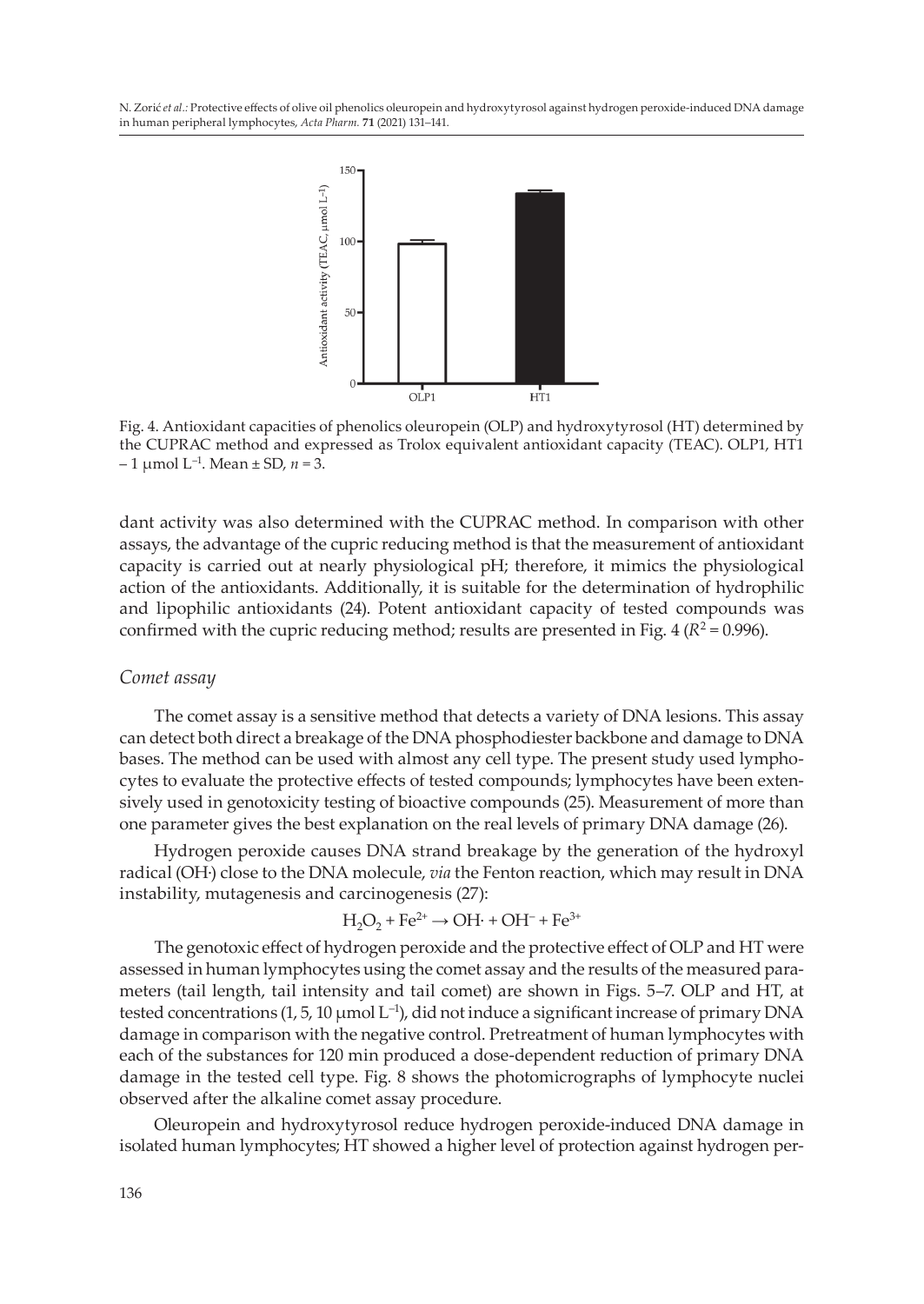Fig. 4. Antioxidant capacities of phenolics oleuropein (OLP) and hydroxytyrosol (HT) determined by the CUPRAC method and expressed as Trolox equivalent antioxidant capacity (TEAC). OLP1, HT1 – 1 μmol $L^{-1}$. Mean ± SD, *n* = 3.

dant activity was also determined with the CUPRAC method. In comparison with other assays, the advantage of the cupric reducing method is that the measurement of antioxidant capacity is carried out at nearly physiological pH; therefore, it mimics the physiological action of the antioxidants. Additionally, it is suitable for the determination of hydrophilic and lipophilic antioxidants (24). Potent antioxidant capacity of tested compounds was confirmed with the cupric reducing method; results are presented in Fig. 4 ($R^2 = 0.996$).

### *Comet assay*

The comet assay is a sensitive method that detects a variety of DNA lesions. This assay can detect both direct a breakage of the DNA phosphodiester backbone and damage to DNA bases. The method can be used with almost any cell type. The present study used lymphocytes to evaluate the protective effects of tested compounds; lymphocytes have been extensively used in genotoxicity testing of bioactive compounds (25). Measurement of more than one parameter gives the best explanation on the real levels of primary DNA damage (26).

Hydrogen peroxide causes DNA strand breakage by the generation of the hydroxyl radical (OH·) close to the DNA molecule, *via* the Fenton reaction, which may result in DNA instability, mutagenesis and carcinogenesis (27):

$$H_2O_2 + Fe^{2+} \rightarrow OH\cdot + OH^- + Fe^{3+}$$

The genotoxic effect of hydrogen peroxide and the protective effect of OLP and HT were assessed in human lymphocytes using the comet assay and the results of the measured parameters (tail length, tail intensity and tail comet) are shown in Figs. 5–7. OLP and HT, at tested concentrations (1, 5, 10 μmol $L^{-1}$), did not induce a significant increase of primary DNA damage in comparison with the negative control. Pretreatment of human lymphocytes with each of the substances for 120 min produced a dose-dependent reduction of primary DNA damage in the tested cell type. Fig. 8 shows the photomicrographs of lymphocyte nuclei observed after the alkaline comet assay procedure.

Oleuropein and hydroxytyrosol reduce hydrogen peroxide-induced DNA damage in isolated human lymphocytes; HT showed a higher level of protection against hydrogen per-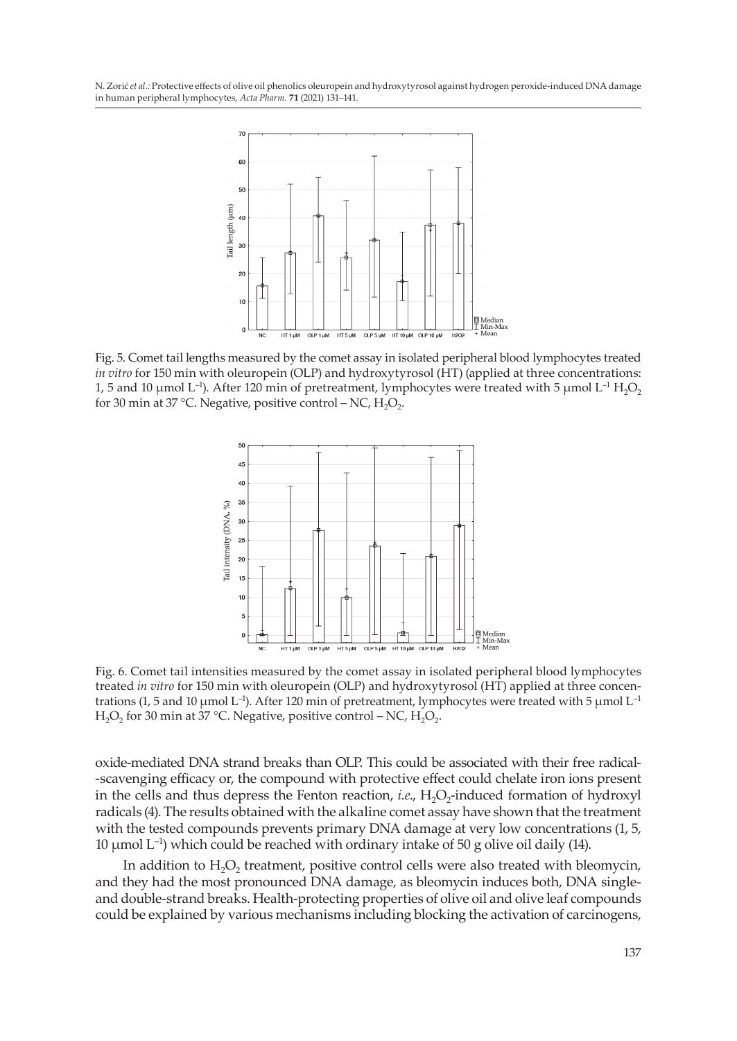Fig. 5. Comet tail lengths measured by the comet assay in isolated peripheral blood lymphocytes treated *in vitro* for 150 min with oleuropein (OLP) and hydroxytyrosol (HT) (applied at three concentrations: 1, 5 and 10 μmol $L^{-1}$). After 120 min of pretreatment, lymphocytes were treated with 5 μmol $L^{-1}$ $H_2O_2$ for 30 min at 37 °C. Negative, positive control – NC, $H_2O_2$.

Fig. 6. Comet tail intensities measured by the comet assay in isolated peripheral blood lymphocytes treated *in vitro* for 150 min with oleuropein (OLP) and hydroxytyrosol (HT) applied at three concentrations (1, 5 and 10 μmol $L^{-1}$). After 120 min of pretreatment, lymphocytes were treated with 5 μmol $L^{-1}$ $H_2O_2$ for 30 min at 37 °C. Negative, positive control – NC, $H_2O_2$.

oxide-mediated DNA strand breaks than OLP. This could be associated with their free radical-scavenging efficacy or, the compound with protective effect could chelate iron ions present in the cells and thus depress the Fenton reaction, *i.e.*, $H_2O_2$-induced formation of hydroxyl radicals (4). The results obtained with the alkaline comet assay have shown that the treatment with the tested compounds prevents primary DNA damage at very low concentrations (1, 5, 10 μmol $L^{-1}$) which could be reached with ordinary intake of 50 g olive oil daily (14).

In addition to $H_2O_2$ treatment, positive control cells were also treated with bleomycin, and they had the most pronounced DNA damage, as bleomycin induces both, DNA single- and double-strand breaks. Health-protecting properties of olive oil and olive leaf compounds could be explained by various mechanisms including blocking the activation of carcinogens,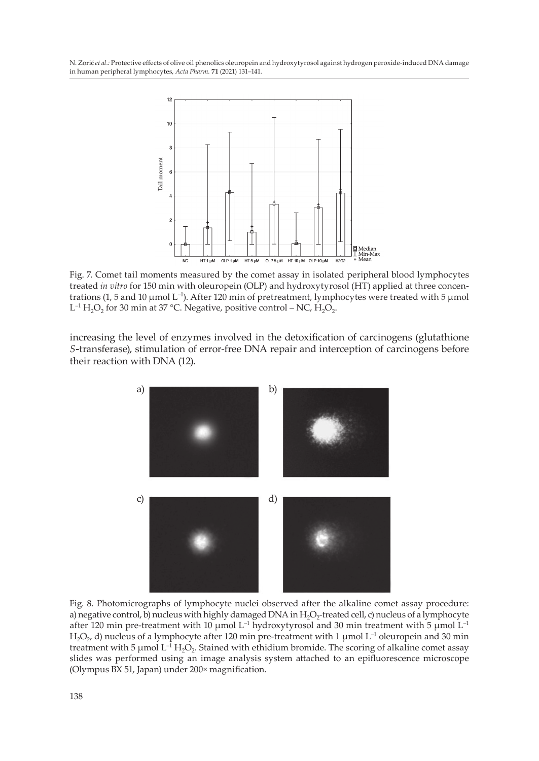Fig. 7. Comet tail moments measured by the comet assay in isolated peripheral blood lymphocytes treated *in vitro* for 150 min with oleuropein (OLP) and hydroxytyrosol (HT) applied at three concentrations (1, 5 and 10 µmol $L^{-1}$). After 120 min of pretreatment, lymphocytes were treated with 5 µmol $L^{-1}$ $H_2O_2$ for 30 min at 37 °C. Negative, positive control – NC, $H_2O_2$.

increasing the level of enzymes involved in the detoxification of carcinogens (glutathione *S*-transferase), stimulation of error-free DNA repair and interception of carcinogens before their reaction with DNA (12).

Fig. 8. Photomicrographs of lymphocyte nuclei observed after the alkaline comet assay procedure: a) negative control, b) nucleus with highly damaged DNA in $H_2O_2$-treated cell, c) nucleus of a lymphocyte after 120 min pre-treatment with 10 µmol $L^{-1}$ hydroxytyrosol and 30 min treatment with 5 µmol $L^{-1}$ $H_2O_2$, d) nucleus of a lymphocyte after 120 min pre-treatment with 1 µmol $L^{-1}$ oleuropein and 30 min treatment with 5 µmol $L^{-1}$ $H_2O_2$. Stained with ethidium bromide. The scoring of alkaline comet assay slides was performed using an image analysis system attached to an epifluorescence microscope (Olympus BX 51, Japan) under 200× magnification.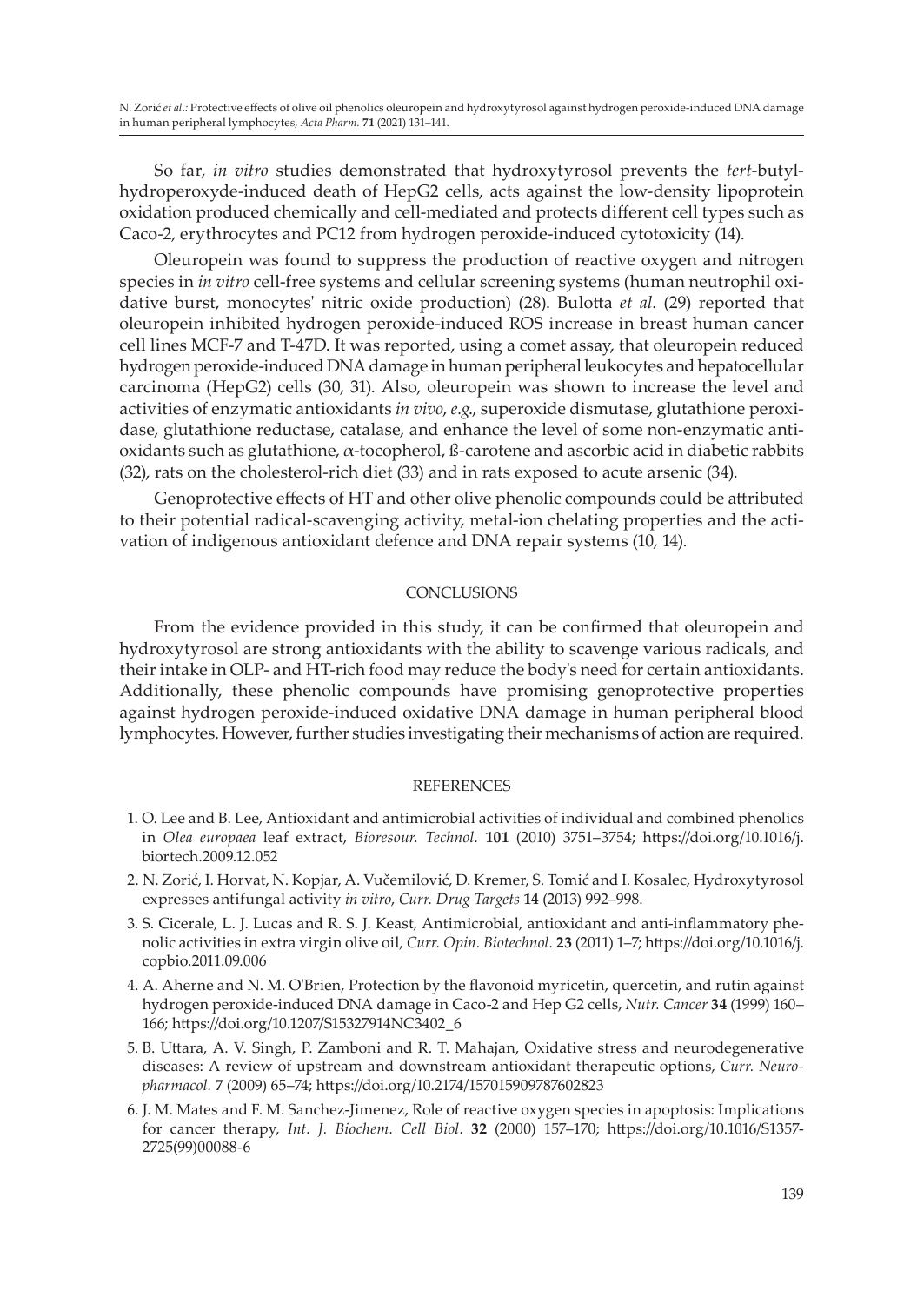So far, *in vitro* studies demonstrated that hydroxytyrosol prevents the *tert*-butyl-hydroperoxyde-induced death of HepG2 cells, acts against the low-density lipoprotein oxidation produced chemically and cell-mediated and protects different cell types such as Caco-2, erythrocytes and PC12 from hydrogen peroxide-induced cytotoxicity (14).

Oleuropein was found to suppress the production of reactive oxygen and nitrogen species in *in vitro* cell-free systems and cellular screening systems (human neutrophil oxidative burst, monocytes' nitric oxide production) (28). Bulotta *et al*. (29) reported that oleuropein inhibited hydrogen peroxide-induced ROS increase in breast human cancer cell lines MCF-7 and T-47D. It was reported, using a comet assay, that oleuropein reduced hydrogen peroxide-induced DNA damage in human peripheral leukocytes and hepatocellular carcinoma (HepG2) cells (30, 31). Also, oleuropein was shown to increase the level and activities of enzymatic antioxidants *in vivo*, *e.g*., superoxide dismutase, glutathione peroxidase, glutathione reductase, catalase, and enhance the level of some non-enzymatic antioxidants such as glutathione, $\alpha$-tocopherol, ß-carotene and ascorbic acid in diabetic rabbits (32), rats on the cholesterol-rich diet (33) and in rats exposed to acute arsenic (34).

Genoprotective effects of HT and other olive phenolic compounds could be attributed to their potential radical-scavenging activity, metal-ion chelating properties and the activation of indigenous antioxidant defence and DNA repair systems (10, 14).

## CONCLUSIONS

From the evidence provided in this study, it can be confirmed that oleuropein and hydroxytyrosol are strong antioxidants with the ability to scavenge various radicals, and their intake in OLP- and HT-rich food may reduce the body's need for certain antioxidants. Additionally, these phenolic compounds have promising genoprotective properties against hydrogen peroxide-induced oxidative DNA damage in human peripheral blood lymphocytes. However, further studies investigating their mechanisms of action are required.

## REFERENCES

1. O. Lee and B. Lee, Antioxidant and antimicrobial activities of individual and combined phenolics in *Olea europaea* leaf extract, *Bioresour. Technol.* **101** (2010) 3751–3754; https://doi.org/10.1016/j.biortech.2009.12.052
2. N. Zorić, I. Horvat, N. Kopjar, A. Vučemilović, D. Kremer, S. Tomić and I. Kosalec, Hydroxytyrosol expresses antifungal activity *in vitro*, *Curr. Drug Targets* **14** (2013) 992–998.
3. S. Cicerale, L. J. Lucas and R. S. J. Keast, Antimicrobial, antioxidant and anti-inflammatory phenolic activities in extra virgin olive oil, *Curr. Opin. Biotechnol.* **23** (2011) 1–7; https://doi.org/10.1016/j.copbio.2011.09.006
4. A. Aherne and N. M. O'Brien, Protection by the flavonoid myricetin, quercetin, and rutin against hydrogen peroxide-induced DNA damage in Caco-2 and Hep G2 cells, *Nutr. Cancer* **34** (1999) 160–166; https://doi.org/10.1207/S15327914NC3402_6
5. B. Uttara, A. V. Singh, P. Zamboni and R. T. Mahajan, Oxidative stress and neurodegenerative diseases: A review of upstream and downstream antioxidant therapeutic options, *Curr. Neuropharmacol.* **7** (2009) 65–74; https://doi.org/10.2174/157015909787602823
6. J. M. Mates and F. M. Sanchez-Jimenez, Role of reactive oxygen species in apoptosis: Implications for cancer therapy, *Int. J. Biochem. Cell Biol.* **32** (2000) 157–170; https://doi.org/10.1016/S1357-2725(99)00088-6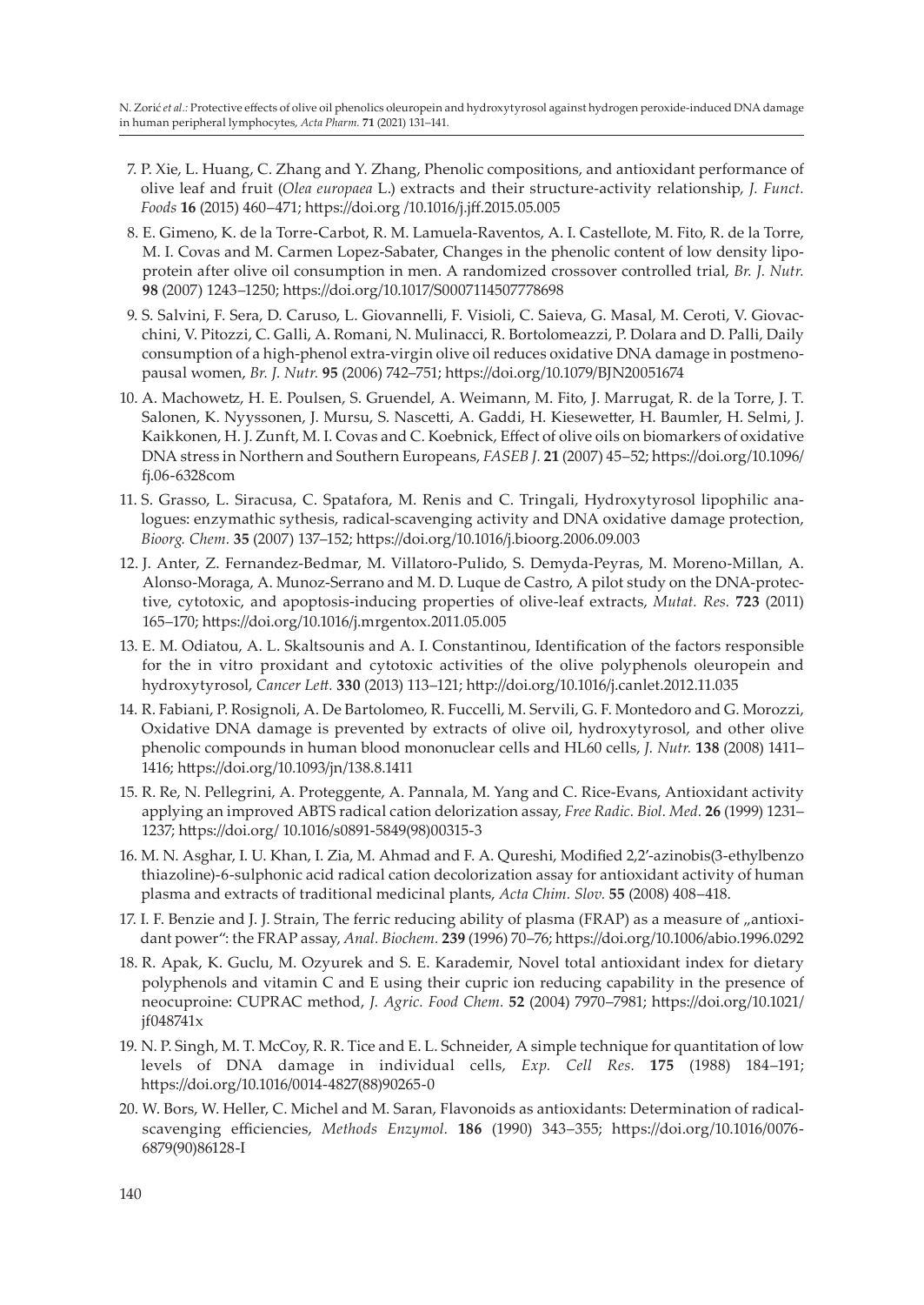7. P. Xie, L. Huang, C. Zhang and Y. Zhang, Phenolic compositions, and antioxidant performance of olive leaf and fruit (*Olea europaea* L.) extracts and their structure-activity relationship, *J. Funct. Foods* **16** (2015) 460–471; https://doi.org /10.1016/j.jff.2015.05.005

8. E. Gimeno, K. de la Torre-Carbot, R. M. Lamuela-Raventos, A. I. Castellote, M. Fito, R. de la Torre, M. I. Covas and M. Carmen Lopez-Sabater, Changes in the phenolic content of low density lipoprotein after olive oil consumption in men. A randomized crossover controlled trial, *Br. J. Nutr.* **98** (2007) 1243–1250; https://doi.org/10.1017/S0007114507778698

9. S. Salvini, F. Sera, D. Caruso, L. Giovannelli, F. Visioli, C. Saieva, G. Masal, M. Ceroti, V. Giovacchini, V. Pitozzi, C. Galli, A. Romani, N. Mulinacci, R. Bortolomeazzi, P. Dolara and D. Palli, Daily consumption of a high-phenol extra-virgin olive oil reduces oxidative DNA damage in postmenopausal women, *Br. J. Nutr.* **95** (2006) 742–751; https://doi.org/10.1079/BJN20051674

10. A. Machowetz, H. E. Poulsen, S. Gruendel, A. Weimann, M. Fito, J. Marrugat, R. de la Torre, J. T. Salonen, K. Nyyssonen, J. Mursu, S. Nascetti, A. Gaddi, H. Kiesewetter, H. Baumler, H. Selmi, J. Kaikkonen, H. J. Zunft, M. I. Covas and C. Koebnick, Effect of olive oils on biomarkers of oxidative DNA stress in Northern and Southern Europeans, *FASEB J.* **21** (2007) 45–52; https://doi.org/10.1096/fj.06-6328com

11. S. Grasso, L. Siracusa, C. Spatafora, M. Renis and C. Tringali, Hydroxytyrosol lipophilic analogues: enzymatic synthesis, radical-scavenging activity and DNA oxidative damage protection, *Bioorg. Chem.* **35** (2007) 137–152; https://doi.org/10.1016/j.bioorg.2006.09.003

12. J. Anter, Z. Fernandez-Bedmar, M. Villatoro-Pulido, S. Demyda-Peyras, M. Moreno-Millan, A. Alonso-Moraga, A. Munoz-Serrano and M. D. Luque de Castro, A pilot study on the DNA-protective, cytotoxic, and apoptosis-inducing properties of olive-leaf extracts, *Mutat. Res.* **723** (2011) 165–170; https://doi.org/10.1016/j.mrgentox.2011.05.005

13. E. M. Odiatou, A. L. Skaltsounis and A. I. Constantinou, Identification of the factors responsible for the in vitro proxidant and cytotoxic activities of the olive polyphenols oleuropein and hydroxytyrosol, *Cancer Lett.* **330** (2013) 113–121; http://doi.org/10.1016/j.canlet.2012.11.035

14. R. Fabiani, P. Rosignoli, A. De Bartolomeo, R. Fuccelli, M. Servili, G. F. Montedoro and G. Morozzi, Oxidative DNA damage is prevented by extracts of olive oil, hydroxytyrosol, and other olive phenolic compounds in human blood mononuclear cells and HL60 cells, *J. Nutr.* **138** (2008) 1411–1416; https://doi.org/10.1093/jn/138.8.1411

15. R. Re, N. Pellegrini, A. Proteggente, A. Pannala, M. Yang and C. Rice-Evans, Antioxidant activity applying an improved ABTS radical cation delorization assay, *Free Radic. Biol. Med.* **26** (1999) 1231–1237; https://doi.org/ 10.1016/s0891-5849(98)00315-3

16. M. N. Asghar, I. U. Khan, I. Zia, M. Ahmad and F. A. Qureshi, Modified 2,2'-azinobis(3-ethylbenzo thiazoline)-6-sulphonic acid radical cation decolorization assay for antioxidant activity of human plasma and extracts of traditional medicinal plants, *Acta Chim. Slov.* **55** (2008) 408–418.

17. I. F. Benzie and J. J. Strain, The ferric reducing ability of plasma (FRAP) as a measure of „antioxidant power": the FRAP assay, *Anal. Biochem.* **239** (1996) 70–76; https://doi.org/10.1006/abio.1996.0292

18. R. Apak, K. Guclu, M. Ozyurek and S. E. Karademir, Novel total antioxidant index for dietary polyphenols and vitamin C and E using their cupric ion reducing capability in the presence of neocuproine: CUPRAC method, *J. Agric. Food Chem.* **52** (2004) 7970–7981; https://doi.org/10.1021/jf048741x

19. N. P. Singh, M. T. McCoy, R. R. Tice and E. L. Schneider, A simple technique for quantitation of low levels of DNA damage in individual cells, *Exp. Cell Res.* **175** (1988) 184–191; https://doi.org/10.1016/0014-4827(88)90265-0

20. W. Bors, W. Heller, C. Michel and M. Saran, Flavonoids as antioxidants: Determination of radical-scavenging efficiencies, *Methods Enzymol.* **186** (1990) 343–355; https://doi.org/10.1016/0076-6879(90)86128-I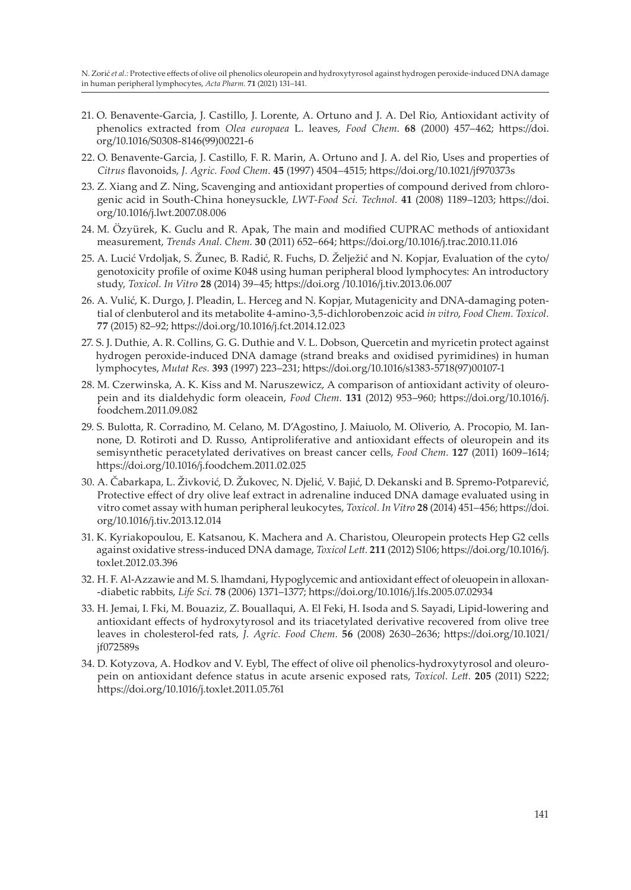21. O. Benavente-Garcia, J. Castillo, J. Lorente, A. Ortuno and J. A. Del Rio, Antioxidant activity of phenolics extracted from *Olea europaea* L. leaves, *Food Chem*. **68** (2000) 457–462; https://doi.org/10.1016/S0308-8146(99)00221-6

22. O. Benavente-Garcia, J. Castillo, F. R. Marin, A. Ortuno and J. A. del Rio, Uses and properties of *Citrus* flavonoids, *J. Agric. Food Chem.* **45** (1997) 4504–4515; https://doi.org/10.1021/jf970373s

23. Z. Xiang and Z. Ning, Scavenging and antioxidant properties of compound derived from chlorogenic acid in South-China honeysuckle, *LWT-Food Sci. Technol.* **41** (2008) 1189–1203; https://doi.org/10.1016/j.lwt.2007.08.006

24. M. Özyürek, K. Guclu and R. Apak, The main and modified CUPRAC methods of antioxidant measurement, *Trends Anal. Chem.* **30** (2011) 652–664; https://doi.org/10.1016/j.trac.2010.11.016

25. A. Lucić Vrdoljak, S. Žunec, B. Radić, R. Fuchs, D. Želježić and N. Kopjar, Evaluation of the cyto/genotoxicity profile of oxime K048 using human peripheral blood lymphocytes: An introductory study, *Toxicol. In Vitro* **28** (2014) 39–45; https://doi.org /10.1016/j.tiv.2013.06.007

26. A. Vulić, K. Durgo, J. Pleadin, L. Herceg and N. Kopjar, Mutagenicity and DNA-damaging potential of clenbuterol and its metabolite 4-amino-3,5-dichlorobenzoic acid *in vitro*, *Food Chem. Toxicol.* **77** (2015) 82–92; https://doi.org/10.1016/j.fct.2014.12.023

27. S. J. Duthie, A. R. Collins, G. G. Duthie and V. L. Dobson, Quercetin and myricetin protect against hydrogen peroxide-induced DNA damage (strand breaks and oxidised pyrimidines) in human lymphocytes, *Mutat Res.* **393** (1997) 223–231; https://doi.org/10.1016/s1383-5718(97)00107-1

28. M. Czerwinska, A. K. Kiss and M. Naruszewicz, A comparison of antioxidant activity of oleuropein and its dialdehydic form oleacein, *Food Chem.* **131** (2012) 953–960; https://doi.org/10.1016/j.foodchem.2011.09.082

29. S. Bulotta, R. Corradino, M. Celano, M. D'Agostino, J. Maiuolo, M. Oliverio, A. Procopio, M. Iannone, D. Rotiroti and D. Russo, Antiproliferative and antioxidant effects of oleuropein and its semisynthetic peracetylated derivatives on breast cancer cells, *Food Chem.* **127** (2011) 1609–1614; https://doi.org/10.1016/j.foodchem.2011.02.025

30. A. Čabarkapa, L. Živković, D. Žukovec, N. Djelić, V. Bajić, D. Dekanski and B. Spremo-Potparević, Protective effect of dry olive leaf extract in adrenaline induced DNA damage evaluated using in vitro comet assay with human peripheral leukocytes, *Toxicol. In Vitro* **28** (2014) 451–456; https://doi.org/10.1016/j.tiv.2013.12.014

31. K. Kyriakopoulou, E. Katsanou, K. Machera and A. Charistou, Oleuropein protects Hep G2 cells against oxidative stress-induced DNA damage, *Toxicol Lett.* **211** (2012) S106; https://doi.org/10.1016/j.toxlet.2012.03.396

32. H. F. Al-Azzawie and M. S. lhamdani, Hypoglycemic and antioxidant effect of oleuopein in alloxan-diabetic rabbits, *Life Sci.* **78** (2006) 1371–1377; https://doi.org/10.1016/j.lfs.2005.07.02934

33. H. Jemai, I. Fki, M. Bouaziz, Z. Bouallaqui, A. El Feki, H. Isoda and S. Sayadi, Lipid-lowering and antioxidant effects of hydroxytyrosol and its triacetylated derivative recovered from olive tree leaves in cholesterol-fed rats, *J. Agric. Food Chem.* **56** (2008) 2630–2636; https://doi.org/10.1021/jf072589s

34. D. Kotyzova, A. Hodkov and V. Eybl, The effect of olive oil phenolics-hydroxytyrosol and oleuropein on antioxidant defence status in acute arsenic exposed rats, *Toxicol. Lett.* **205** (2011) S222; https://doi.org/10.1016/j.toxlet.2011.05.761